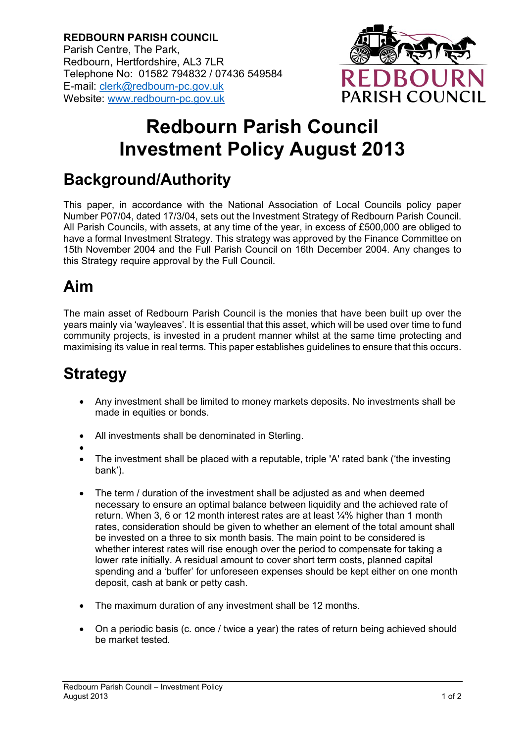**REDBOURN PARISH COUNCIL**
Parish Centre, The Park,
Redbourn, Hertfordshire, AL3 7LR
Telephone No: 01582 794832 / 07436 549584
E-mail: clerk@redbourn-pc.gov.uk
Website: www.redbourn-pc.gov.uk

REDBOURN PARISH COUNCIL

# Redbourn Parish Council Investment Policy August 2013

## Background/Authority

This paper, in accordance with the National Association of Local Councils policy paper Number P07/04, dated 17/3/04, sets out the Investment Strategy of Redbourn Parish Council. All Parish Councils, with assets, at any time of the year, in excess of £500,000 are obliged to have a formal Investment Strategy. This strategy was approved by the Finance Committee on 15th November 2004 and the Full Parish Council on 16th December 2004. Any changes to this Strategy require approval by the Full Council.

## Aim

The main asset of Redbourn Parish Council is the monies that have been built up over the years mainly via 'wayleaves'. It is essential that this asset, which will be used over time to fund community projects, is invested in a prudent manner whilst at the same time protecting and maximising its value in real terms. This paper establishes guidelines to ensure that this occurs.

## Strategy

- Any investment shall be limited to money markets deposits. No investments shall be made in equities or bonds.
- All investments shall be denominated in Sterling.
- The investment shall be placed with a reputable, triple 'A' rated bank ('the investing bank').
- The term / duration of the investment shall be adjusted as and when deemed necessary to ensure an optimal balance between liquidity and the achieved rate of return. When 3, 6 or 12 month interest rates are at least ¼% higher than 1 month rates, consideration should be given to whether an element of the total amount shall be invested on a three to six month basis. The main point to be considered is whether interest rates will rise enough over the period to compensate for taking a lower rate initially. A residual amount to cover short term costs, planned capital spending and a 'buffer' for unforeseen expenses should be kept either on one month deposit, cash at bank or petty cash.
- The maximum duration of any investment shall be 12 months.
- On a periodic basis (c. once / twice a year) the rates of return being achieved should be market tested.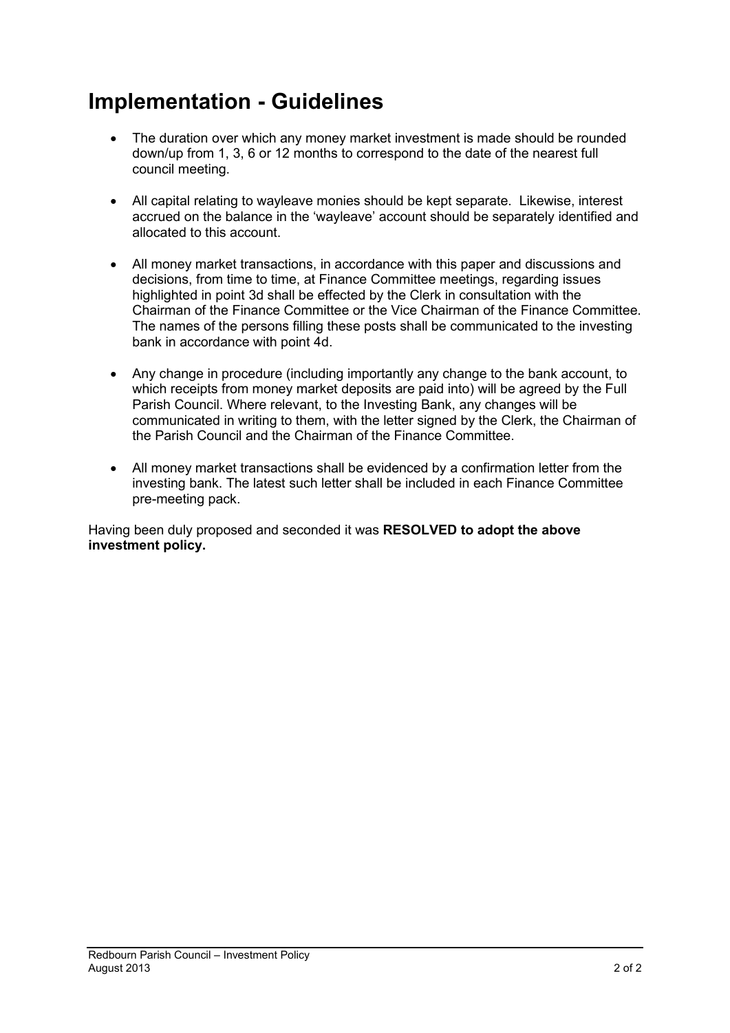# Implementation - Guidelines

- The duration over which any money market investment is made should be rounded down/up from 1, 3, 6 or 12 months to correspond to the date of the nearest full council meeting.
- All capital relating to wayleave monies should be kept separate. Likewise, interest accrued on the balance in the 'wayleave' account should be separately identified and allocated to this account.
- All money market transactions, in accordance with this paper and discussions and decisions, from time to time, at Finance Committee meetings, regarding issues highlighted in point 3d shall be effected by the Clerk in consultation with the Chairman of the Finance Committee or the Vice Chairman of the Finance Committee. The names of the persons filling these posts shall be communicated to the investing bank in accordance with point 4d.
- Any change in procedure (including importantly any change to the bank account, to which receipts from money market deposits are paid into) will be agreed by the Full Parish Council. Where relevant, to the Investing Bank, any changes will be communicated in writing to them, with the letter signed by the Clerk, the Chairman of the Parish Council and the Chairman of the Finance Committee.
- All money market transactions shall be evidenced by a confirmation letter from the investing bank. The latest such letter shall be included in each Finance Committee pre-meeting pack.

Having been duly proposed and seconded it was **RESOLVED to adopt the above investment policy.**